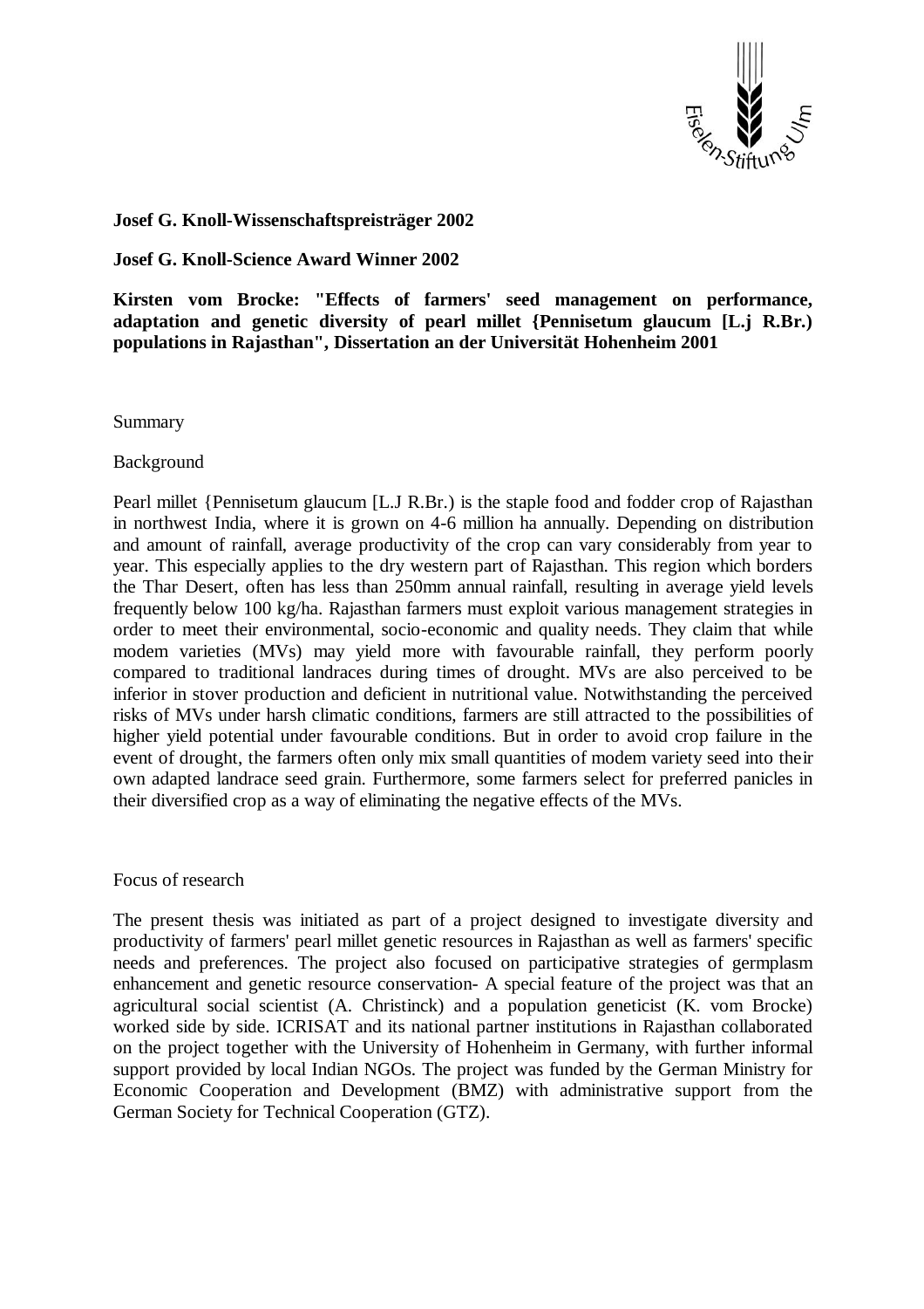**Josef G. Knoll-Wissenschaftspreisträger 2002**

**Josef G. Knoll-Science Award Winner 2002**

**Kirsten vom Brocke: "Effects of farmers' seed management on performance, adaptation and genetic diversity of pearl millet {Pennisetum glaucum [L.j R.Br.) populations in Rajasthan", Dissertation an der Universität Hohenheim 2001**

Summary

Background

Pearl millet {Pennisetum glaucum [L.J R.Br.) is the staple food and fodder crop of Rajasthan in northwest India, where it is grown on 4-6 million ha annually. Depending on distribution and amount of rainfall, average productivity of the crop can vary considerably from year to year. This especially applies to the dry western part of Rajasthan. This region which borders the Thar Desert, often has less than 250mm annual rainfall, resulting in average yield levels frequently below 100 kg/ha. Rajasthan farmers must exploit various management strategies in order to meet their environmental, socio-economic and quality needs. They claim that while modem varieties (MVs) may yield more with favourable rainfall, they perform poorly compared to traditional landraces during times of drought. MVs are also perceived to be inferior in stover production and deficient in nutritional value. Notwithstanding the perceived risks of MVs under harsh climatic conditions, farmers are still attracted to the possibilities of higher yield potential under favourable conditions. But in order to avoid crop failure in the event of drought, the farmers often only mix small quantities of modem variety seed into their own adapted landrace seed grain. Furthermore, some farmers select for preferred panicles in their diversified crop as a way of eliminating the negative effects of the MVs.

Focus of research

The present thesis was initiated as part of a project designed to investigate diversity and productivity of farmers' pearl millet genetic resources in Rajasthan as well as farmers' specific needs and preferences. The project also focused on participative strategies of germplasm enhancement and genetic resource conservation- A special feature of the project was that an agricultural social scientist (A. Christinck) and a population geneticist (K. vom Brocke) worked side by side. ICRISAT and its national partner institutions in Rajasthan collaborated on the project together with the University of Hohenheim in Germany, with further informal support provided by local Indian NGOs. The project was funded by the German Ministry for Economic Cooperation and Development (BMZ) with administrative support from the German Society for Technical Cooperation (GTZ).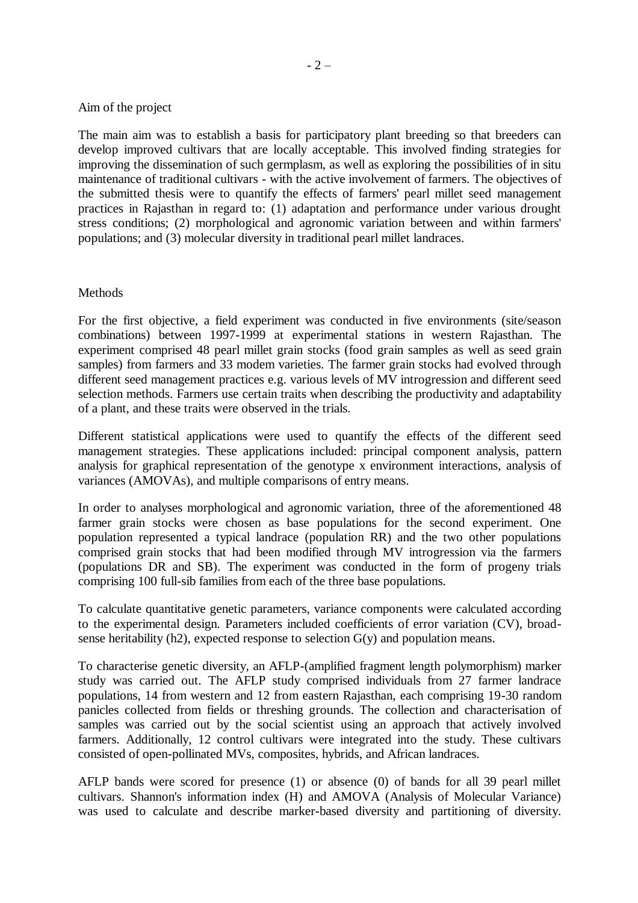## Aim of the project

The main aim was to establish a basis for participatory plant breeding so that breeders can develop improved cultivars that are locally acceptable. This involved finding strategies for improving the dissemination of such germplasm, as well as exploring the possibilities of in situ maintenance of traditional cultivars - with the active involvement of farmers. The objectives of the submitted thesis were to quantify the effects of farmers' pearl millet seed management practices in Rajasthan in regard to: (1) adaptation and performance under various drought stress conditions; (2) morphological and agronomic variation between and within farmers' populations; and (3) molecular diversity in traditional pearl millet landraces.

## Methods

For the first objective, a field experiment was conducted in five environments (site/season combinations) between 1997-1999 at experimental stations in western Rajasthan. The experiment comprised 48 pearl millet grain stocks (food grain samples as well as seed grain samples) from farmers and 33 modem varieties. The farmer grain stocks had evolved through different seed management practices e.g. various levels of MV introgression and different seed selection methods. Farmers use certain traits when describing the productivity and adaptability of a plant, and these traits were observed in the trials.

Different statistical applications were used to quantify the effects of the different seed management strategies. These applications included: principal component analysis, pattern analysis for graphical representation of the genotype x environment interactions, analysis of variances (AMOVAs), and multiple comparisons of entry means.

In order to analyses morphological and agronomic variation, three of the aforementioned 48 farmer grain stocks were chosen as base populations for the second experiment. One population represented a typical landrace (population RR) and the two other populations comprised grain stocks that had been modified through MV introgression via the farmers (populations DR and SB). The experiment was conducted in the form of progeny trials comprising 100 full-sib families from each of the three base populations.

To calculate quantitative genetic parameters, variance components were calculated according to the experimental design. Parameters included coefficients of error variation (CV), broad-sense heritability (h2), expected response to selection G(y) and population means.

To characterise genetic diversity, an AFLP-(amplified fragment length polymorphism) marker study was carried out. The AFLP study comprised individuals from 27 farmer landrace populations, 14 from western and 12 from eastern Rajasthan, each comprising 19-30 random panicles collected from fields or threshing grounds. The collection and characterisation of samples was carried out by the social scientist using an approach that actively involved farmers. Additionally, 12 control cultivars were integrated into the study. These cultivars consisted of open-pollinated MVs, composites, hybrids, and African landraces.

AFLP bands were scored for presence (1) or absence (0) of bands for all 39 pearl millet cultivars. Shannon's information index (H) and AMOVA (Analysis of Molecular Variance) was used to calculate and describe marker-based diversity and partitioning of diversity.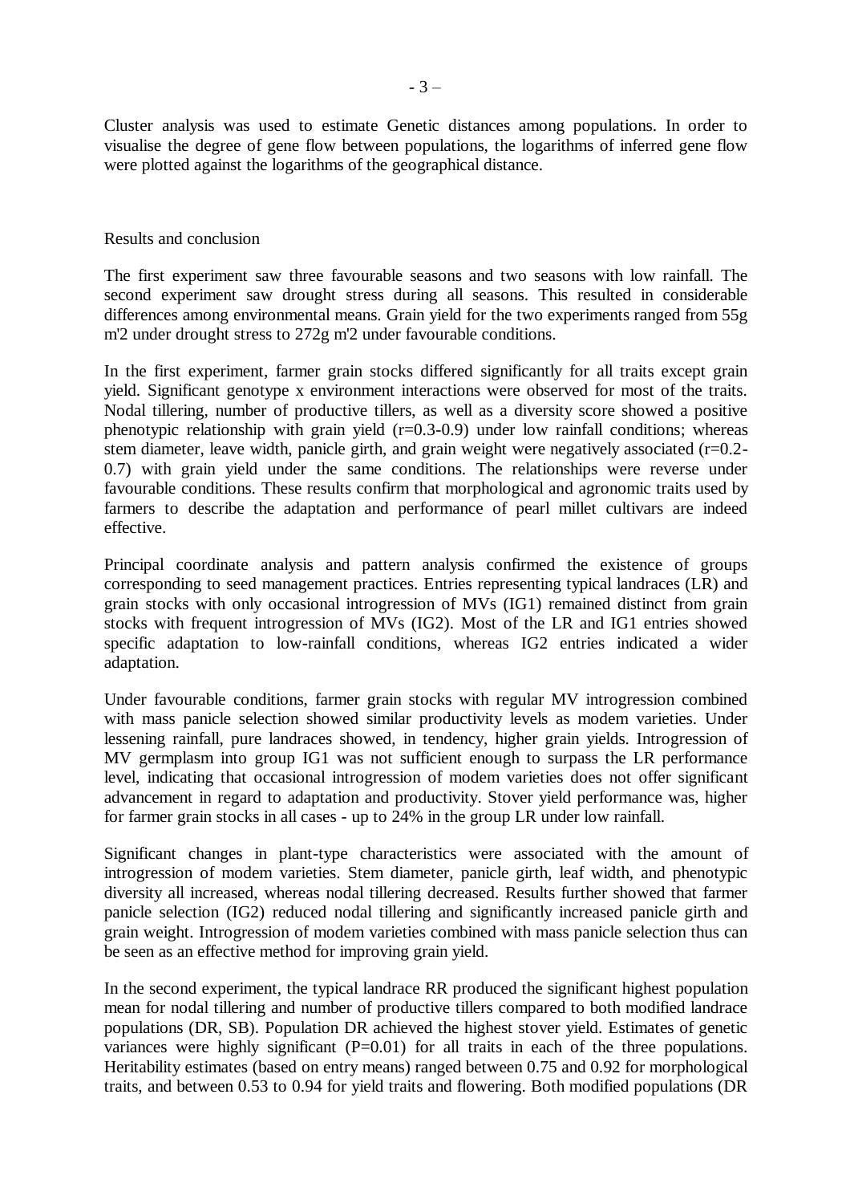Cluster analysis was used to estimate Genetic distances among populations. In order to visualise the degree of gene flow between populations, the logarithms of inferred gene flow were plotted against the logarithms of the geographical distance.

## Results and conclusion

The first experiment saw three favourable seasons and two seasons with low rainfall. The second experiment saw drought stress during all seasons. This resulted in considerable differences among environmental means. Grain yield for the two experiments ranged from 55g m'2 under drought stress to 272g m'2 under favourable conditions.

In the first experiment, farmer grain stocks differed significantly for all traits except grain yield. Significant genotype x environment interactions were observed for most of the traits. Nodal tillering, number of productive tillers, as well as a diversity score showed a positive phenotypic relationship with grain yield (r=0.3-0.9) under low rainfall conditions; whereas stem diameter, leave width, panicle girth, and grain weight were negatively associated (r=0.2-0.7) with grain yield under the same conditions. The relationships were reverse under favourable conditions. These results confirm that morphological and agronomic traits used by farmers to describe the adaptation and performance of pearl millet cultivars are indeed effective.

Principal coordinate analysis and pattern analysis confirmed the existence of groups corresponding to seed management practices. Entries representing typical landraces (LR) and grain stocks with only occasional introgression of MVs (IG1) remained distinct from grain stocks with frequent introgression of MVs (IG2). Most of the LR and IG1 entries showed specific adaptation to low-rainfall conditions, whereas IG2 entries indicated a wider adaptation.

Under favourable conditions, farmer grain stocks with regular MV introgression combined with mass panicle selection showed similar productivity levels as modem varieties. Under lessening rainfall, pure landraces showed, in tendency, higher grain yields. Introgression of MV germplasm into group IG1 was not sufficient enough to surpass the LR performance level, indicating that occasional introgression of modem varieties does not offer significant advancement in regard to adaptation and productivity. Stover yield performance was, higher for farmer grain stocks in all cases - up to 24% in the group LR under low rainfall.

Significant changes in plant-type characteristics were associated with the amount of introgression of modem varieties. Stem diameter, panicle girth, leaf width, and phenotypic diversity all increased, whereas nodal tillering decreased. Results further showed that farmer panicle selection (IG2) reduced nodal tillering and significantly increased panicle girth and grain weight. Introgression of modem varieties combined with mass panicle selection thus can be seen as an effective method for improving grain yield.

In the second experiment, the typical landrace RR produced the significant highest population mean for nodal tillering and number of productive tillers compared to both modified landrace populations (DR, SB). Population DR achieved the highest stover yield. Estimates of genetic variances were highly significant (P=0.01) for all traits in each of the three populations. Heritability estimates (based on entry means) ranged between 0.75 and 0.92 for morphological traits, and between 0.53 to 0.94 for yield traits and flowering. Both modified populations (DR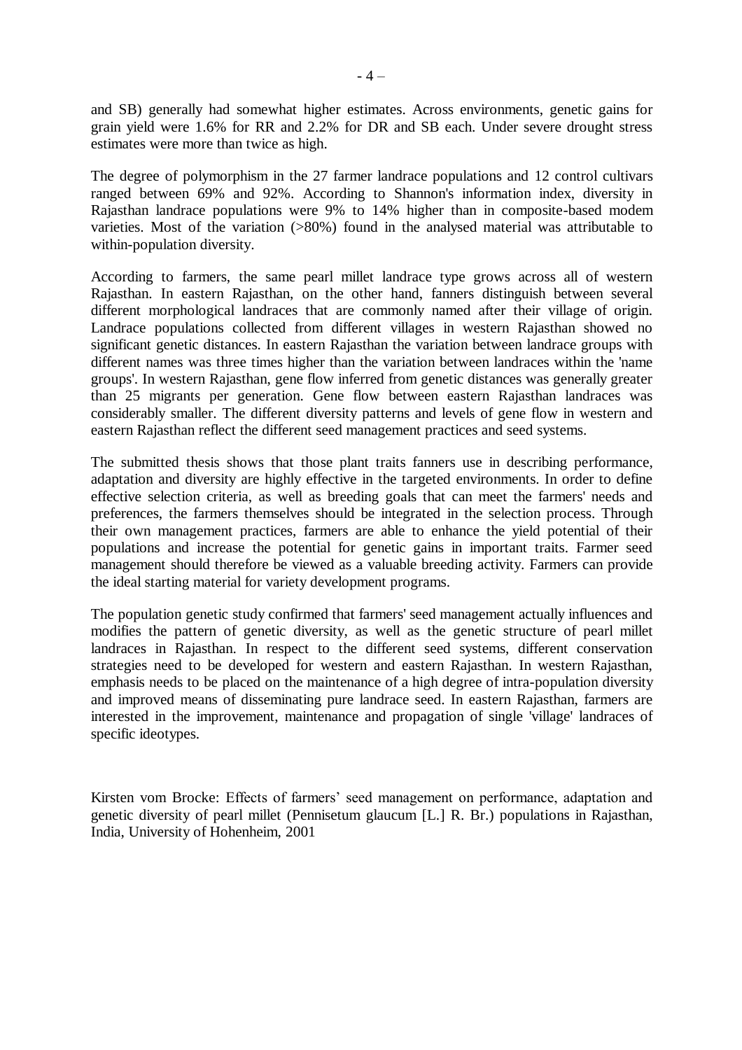and SB) generally had somewhat higher estimates. Across environments, genetic gains for grain yield were 1.6% for RR and 2.2% for DR and SB each. Under severe drought stress estimates were more than twice as high.

The degree of polymorphism in the 27 farmer landrace populations and 12 control cultivars ranged between 69% and 92%. According to Shannon's information index, diversity in Rajasthan landrace populations were 9% to 14% higher than in composite-based modem varieties. Most of the variation (>80%) found in the analysed material was attributable to within-population diversity.

According to farmers, the same pearl millet landrace type grows across all of western Rajasthan. In eastern Rajasthan, on the other hand, fanners distinguish between several different morphological landraces that are commonly named after their village of origin. Landrace populations collected from different villages in western Rajasthan showed no significant genetic distances. In eastern Rajasthan the variation between landrace groups with different names was three times higher than the variation between landraces within the 'name groups'. In western Rajasthan, gene flow inferred from genetic distances was generally greater than 25 migrants per generation. Gene flow between eastern Rajasthan landraces was considerably smaller. The different diversity patterns and levels of gene flow in western and eastern Rajasthan reflect the different seed management practices and seed systems.

The submitted thesis shows that those plant traits fanners use in describing performance, adaptation and diversity are highly effective in the targeted environments. In order to define effective selection criteria, as well as breeding goals that can meet the farmers' needs and preferences, the farmers themselves should be integrated in the selection process. Through their own management practices, farmers are able to enhance the yield potential of their populations and increase the potential for genetic gains in important traits. Farmer seed management should therefore be viewed as a valuable breeding activity. Farmers can provide the ideal starting material for variety development programs.

The population genetic study confirmed that farmers' seed management actually influences and modifies the pattern of genetic diversity, as well as the genetic structure of pearl millet landraces in Rajasthan. In respect to the different seed systems, different conservation strategies need to be developed for western and eastern Rajasthan. In western Rajasthan, emphasis needs to be placed on the maintenance of a high degree of intra-population diversity and improved means of disseminating pure landrace seed. In eastern Rajasthan, farmers are interested in the improvement, maintenance and propagation of single 'village' landraces of specific ideotypes.

Kirsten vom Brocke: Effects of farmers’ seed management on performance, adaptation and genetic diversity of pearl millet (Pennisetum glaucum [L.] R. Br.) populations in Rajasthan, India, University of Hohenheim, 2001